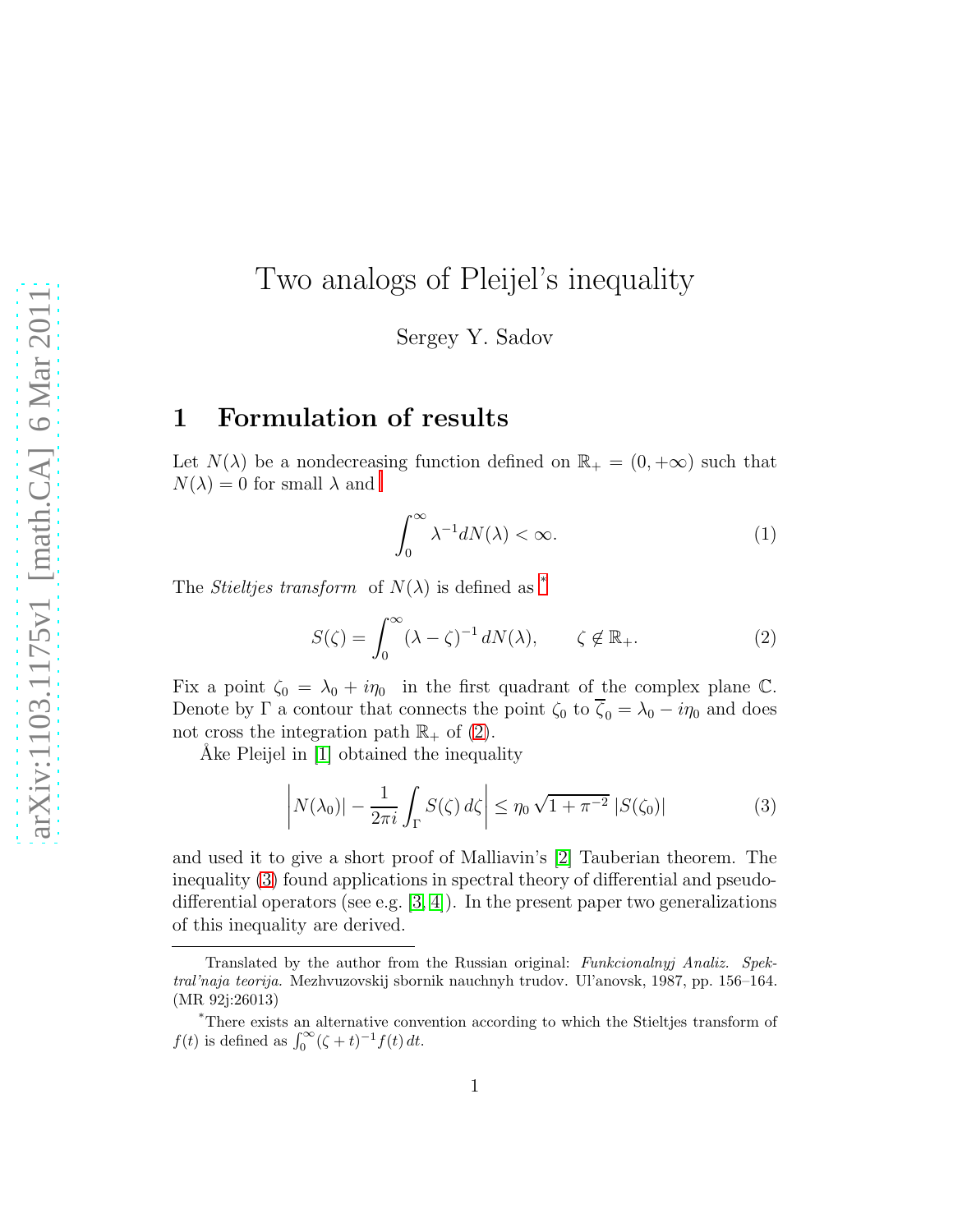# Two analogs of Pleijel's inequality

Sergey Y. Sadov

## 1 Formulation of results

Let $N(\lambda)$ be a nondecreasing function defined on $\mathbb{R}_+ = (0, +\infty)$ such that $N(\lambda) = 0$ for small $\lambda$ and

$$\int_0^\infty \lambda^{-1} dN(\lambda) < \infty. \tag{1}$$

The *Stieltjes transform* of $N(\lambda)$ is defined as [*]

$$S(\zeta) = \int_0^\infty (\lambda - \zeta)^{-1}\, dN(\lambda), \qquad \zeta \notin \mathbb{R}_+. \tag{2}$$

Fix a point $\zeta_0 = \lambda_0 + i\eta_0$ in the first quadrant of the complex plane $\mathbb{C}$. Denote by $\Gamma$ a contour that connects the point $\zeta_0$ to $\overline{\zeta}_0 = \lambda_0 - i\eta_0$ and does not cross the integration path $\mathbb{R}_+$ of (2).

Åke Pleijel in [1] obtained the inequality

$$\left| N(\lambda_0)| - \frac{1}{2\pi i} \int_\Gamma S(\zeta)\, d\zeta \right| \le \eta_0 \sqrt{1 + \pi^{-2}}\, |S(\zeta_0)| \tag{3}$$

and used it to give a short proof of Malliavin's [2] Tauberian theorem. The inequality (3) found applications in spectral theory of differential and pseudo-differential operators (see e.g. [3, 4]). In the present paper two generalizations of this inequality are derived.

---

Translated by the author from the Russian original: *Funkcionalnyj Analiz. Spektral'naja teorija.* Mezhvuzovskij sbornik nauchnyh trudov. Ul'anovsk, 1987, pp. 156–164. (MR 92j:26013)

[*] There exists an alternative convention according to which the Stieltjes transform of $f(t)$ is defined as $\int_0^\infty (\zeta + t)^{-1} f(t)\, dt$.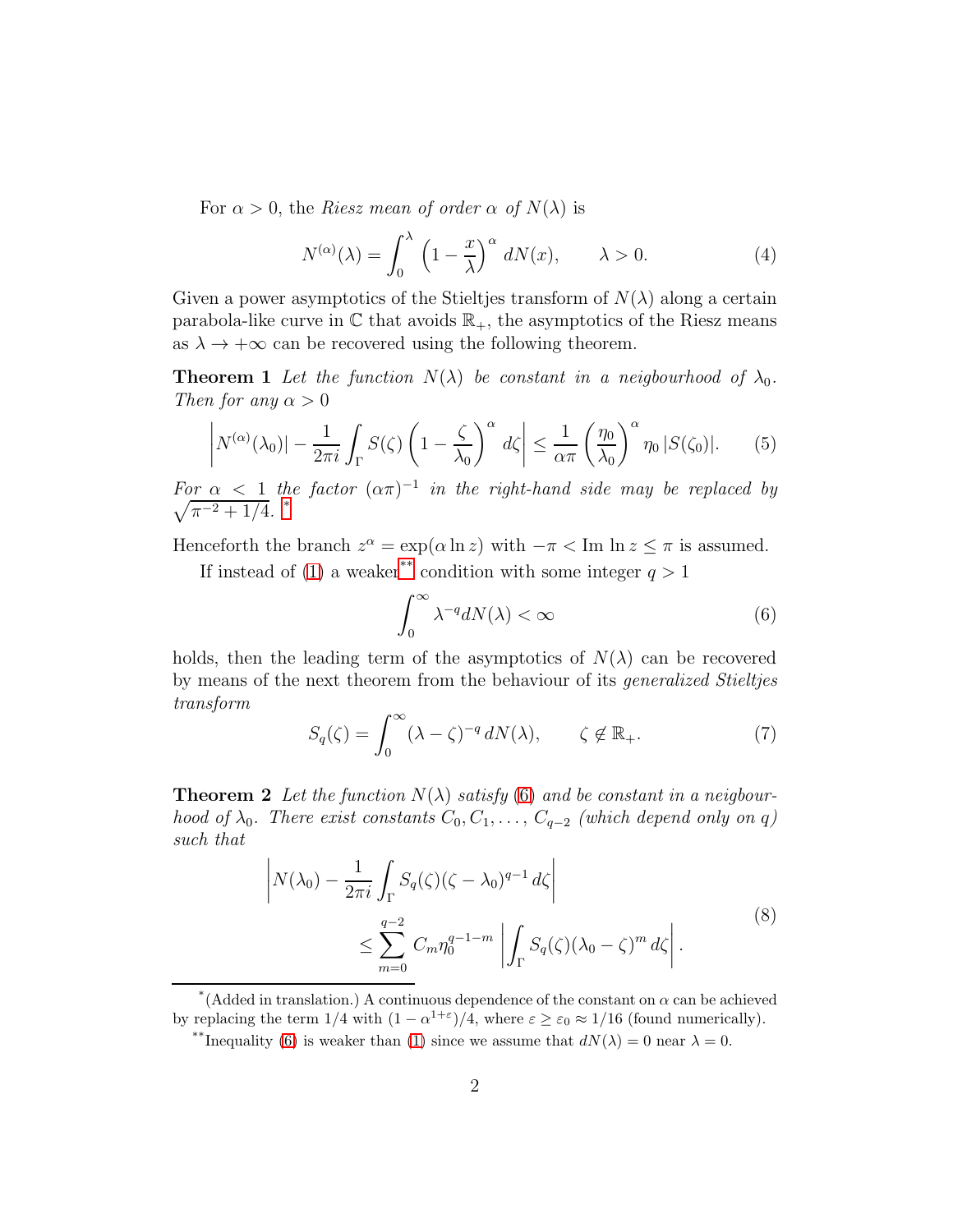For $\alpha > 0$, the *Riesz mean of order $\alpha$ of $N(\lambda)$* is

$$N^{(\alpha)}(\lambda) = \int_0^\lambda \left(1 - \frac{x}{\lambda}\right)^\alpha dN(x), \qquad \lambda > 0. \tag{4}$$

Given a power asymptotics of the Stieltjes transform of $N(\lambda)$ along a certain parabola-like curve in $\mathbb{C}$ that avoids $\mathbb{R}_+$, the asymptotics of the Riesz means as $\lambda \to +\infty$ can be recovered using the following theorem.

**Theorem 1** *Let the function $N(\lambda)$ be constant in a neigbourhood of $\lambda_0$. Then for any $\alpha > 0$*

$$\left| N^{(\alpha)}(\lambda_0) | - \frac{1}{2\pi i} \int_\Gamma S(\zeta) \left(1 - \frac{\zeta}{\lambda_0}\right)^\alpha d\zeta \right| \le \frac{1}{\alpha\pi} \left(\frac{\eta_0}{\lambda_0}\right)^\alpha \eta_0 \, |S(\zeta_0)|. \tag{5}$$

*For $\alpha < 1$ the factor $(\alpha\pi)^{-1}$ in the right-hand side may be replaced by $\sqrt{\pi^{-2} + 1/4}$.* [*]

Henceforth the branch $z^\alpha = \exp(\alpha \ln z)$ with $-\pi < \operatorname{Im} \ln z \le \pi$ is assumed.

If instead of (1) a weaker[**] condition with some integer $q > 1$

$$\int_0^\infty \lambda^{-q} dN(\lambda) < \infty \tag{6}$$

holds, then the leading term of the asymptotics of $N(\lambda)$ can be recovered by means of the next theorem from the behaviour of its *generalized Stieltjes transform*

$$S_q(\zeta) = \int_0^\infty (\lambda - \zeta)^{-q} \, dN(\lambda), \qquad \zeta \notin \mathbb{R}_+. \tag{7}$$

**Theorem 2** *Let the function $N(\lambda)$ satisfy (6) and be constant in a neigbourhood of $\lambda_0$. There exist constants $C_0, C_1, \ldots, C_{q-2}$ (which depend only on $q$) such that*

$$\begin{aligned} \left| N(\lambda_0) - \frac{1}{2\pi i} \int_\Gamma S_q(\zeta)(\zeta - \lambda_0)^{q-1} \, d\zeta \right| \\ \le \sum_{m=0}^{q-2} C_m \eta_0^{q-1-m} \left| \int_\Gamma S_q(\zeta)(\lambda_0 - \zeta)^m \, d\zeta \right|. \end{aligned} \tag{8}$$

---

[*] (Added in translation.) A continuous dependence of the constant on $\alpha$ can be achieved by replacing the term $1/4$ with $(1 - \alpha^{1+\varepsilon})/4$, where $\varepsilon \ge \varepsilon_0 \approx 1/16$ (found numerically).

[**] Inequality (6) is weaker than (1) since we assume that $dN(\lambda) = 0$ near $\lambda = 0$.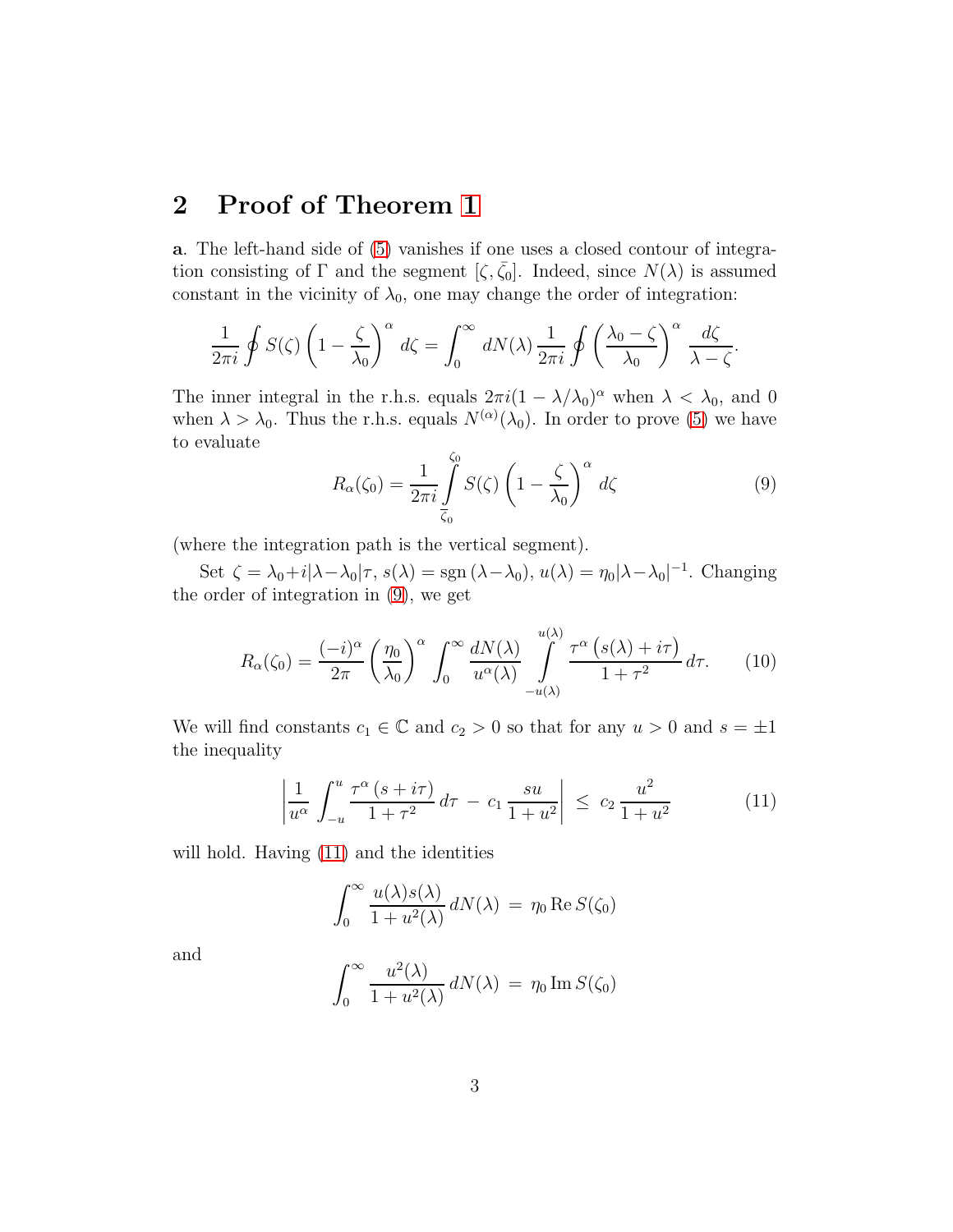## 2 Proof of Theorem 1

**a**. The left-hand side of (5) vanishes if one uses a closed contour of integration consisting of $\Gamma$ and the segment $[\zeta, \bar{\zeta}_0]$. Indeed, since $N(\lambda)$ is assumed constant in the vicinity of $\lambda_0$, one may change the order of integration:

$$\frac{1}{2\pi i}\oint S(\zeta)\left(1-\frac{\zeta}{\lambda_0}\right)^{\alpha} d\zeta = \int_0^{\infty} dN(\lambda)\, \frac{1}{2\pi i}\oint \left(\frac{\lambda_0-\zeta}{\lambda_0}\right)^{\alpha} \frac{d\zeta}{\lambda-\zeta}.$$

The inner integral in the r.h.s. equals $2\pi i(1-\lambda/\lambda_0)^{\alpha}$ when $\lambda<\lambda_0$, and 0 when $\lambda>\lambda_0$. Thus the r.h.s. equals $N^{(\alpha)}(\lambda_0)$. In order to prove (5) we have to evaluate

$$R_{\alpha}(\zeta_0) = \frac{1}{2\pi i}\int_{\bar{\zeta}_0}^{\zeta_0} S(\zeta)\left(1-\frac{\zeta}{\lambda_0}\right)^{\alpha} d\zeta \tag{9}$$

(where the integration path is the vertical segment).

Set $\zeta = \lambda_0 + i|\lambda-\lambda_0|\tau$, $s(\lambda) = \operatorname{sgn}(\lambda-\lambda_0)$, $u(\lambda) = \eta_0|\lambda-\lambda_0|^{-1}$. Changing the order of integration in (9), we get

$$R_{\alpha}(\zeta_0) = \frac{(-i)^{\alpha}}{2\pi}\left(\frac{\eta_0}{\lambda_0}\right)^{\alpha}\int_0^{\infty}\frac{dN(\lambda)}{u^{\alpha}(\lambda)}\int_{-u(\lambda)}^{u(\lambda)}\frac{\tau^{\alpha}\big(s(\lambda)+i\tau\big)}{1+\tau^2}\,d\tau. \tag{10}$$

We will find constants $c_1\in\mathbb{C}$ and $c_2>0$ so that for any $u>0$ and $s=\pm 1$ the inequality

$$\left|\frac{1}{u^{\alpha}}\int_{-u}^{u}\frac{\tau^{\alpha}\,(s+i\tau)}{1+\tau^2}\,d\tau \;-\; c_1\,\frac{su}{1+u^2}\right| \;\le\; c_2\,\frac{u^2}{1+u^2} \tag{11}$$

will hold. Having (11) and the identities

$$\int_0^{\infty}\frac{u(\lambda)s(\lambda)}{1+u^2(\lambda)}\,dN(\lambda) \;=\; \eta_0\,\operatorname{Re} S(\zeta_0)$$

and

$$\int_0^{\infty}\frac{u^2(\lambda)}{1+u^2(\lambda)}\,dN(\lambda) \;=\; \eta_0\,\operatorname{Im} S(\zeta_0)$$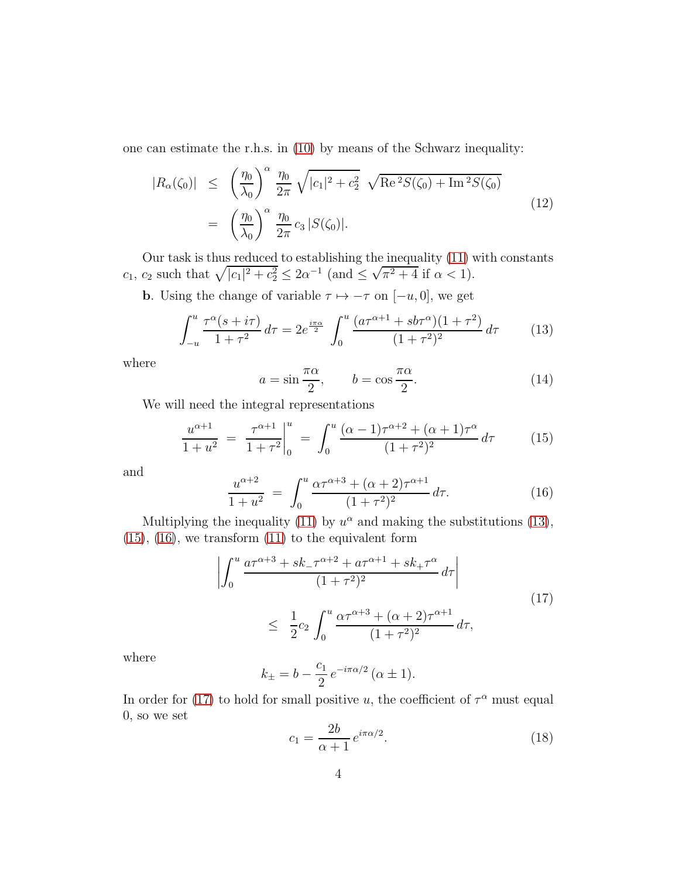one can estimate the r.h.s. in (10) by means of the Schwarz inequality:

$$
\begin{aligned}
|R_\alpha(\zeta_0)| &\le \left(\frac{\eta_0}{\lambda_0}\right)^\alpha \frac{\eta_0}{2\pi} \sqrt{|c_1|^2 + c_2^2}\ \sqrt{\operatorname{Re}^2 S(\zeta_0) + \operatorname{Im}^2 S(\zeta_0)} \\
&= \left(\frac{\eta_0}{\lambda_0}\right)^\alpha \frac{\eta_0}{2\pi} c_3 \, |S(\zeta_0)|.
\end{aligned}
\tag{12}
$$

Our task is thus reduced to establishing the inequality (11) with constants $c_1$, $c_2$ such that $\sqrt{|c_1|^2 + c_2^2} \le 2\alpha^{-1}$ (and $\le \sqrt{\pi^2+4}$ if $\alpha < 1$).

**b**. Using the change of variable $\tau \mapsto -\tau$ on $[-u, 0]$, we get

$$
\int_{-u}^{u} \frac{\tau^\alpha (s + i\tau)}{1+\tau^2}\, d\tau = 2e^{\frac{i\pi\alpha}{2}} \int_0^u \frac{(a\tau^{\alpha+1} + sb\tau^\alpha)(1+\tau^2)}{(1+\tau^2)^2}\, d\tau \tag{13}
$$

where

$$
a = \sin\frac{\pi\alpha}{2}, \qquad b = \cos\frac{\pi\alpha}{2}. \tag{14}
$$

We will need the integral representations

$$
\frac{u^{\alpha+1}}{1+u^2} = \left.\frac{\tau^{\alpha+1}}{1+\tau^2}\right|_0^u = \int_0^u \frac{(\alpha-1)\tau^{\alpha+2} + (\alpha+1)\tau^\alpha}{(1+\tau^2)^2}\, d\tau \tag{15}
$$

and

$$
\frac{u^{\alpha+2}}{1+u^2} = \int_0^u \frac{\alpha\tau^{\alpha+3} + (\alpha+2)\tau^{\alpha+1}}{(1+\tau^2)^2}\, d\tau. \tag{16}
$$

Multiplying the inequality (11) by $u^\alpha$ and making the substitutions (13), (15), (16), we transform (11) to the equivalent form

$$
\begin{aligned}
&\left| \int_0^u \frac{a\tau^{\alpha+3} + sk_-\tau^{\alpha+2} + a\tau^{\alpha+1} + sk_+\tau^\alpha}{(1+\tau^2)^2}\, d\tau \right| \\
&\qquad \le \frac{1}{2} c_2 \int_0^u \frac{\alpha\tau^{\alpha+3} + (\alpha+2)\tau^{\alpha+1}}{(1+\tau^2)^2}\, d\tau,
\end{aligned}
\tag{17}
$$

where

$$
k_\pm = b - \frac{c_1}{2} e^{-i\pi\alpha/2} (\alpha \pm 1).
$$

In order for (17) to hold for small positive $u$, the coefficient of $\tau^\alpha$ must equal 0, so we set

$$
c_1 = \frac{2b}{\alpha+1} e^{i\pi\alpha/2}. \tag{18}
$$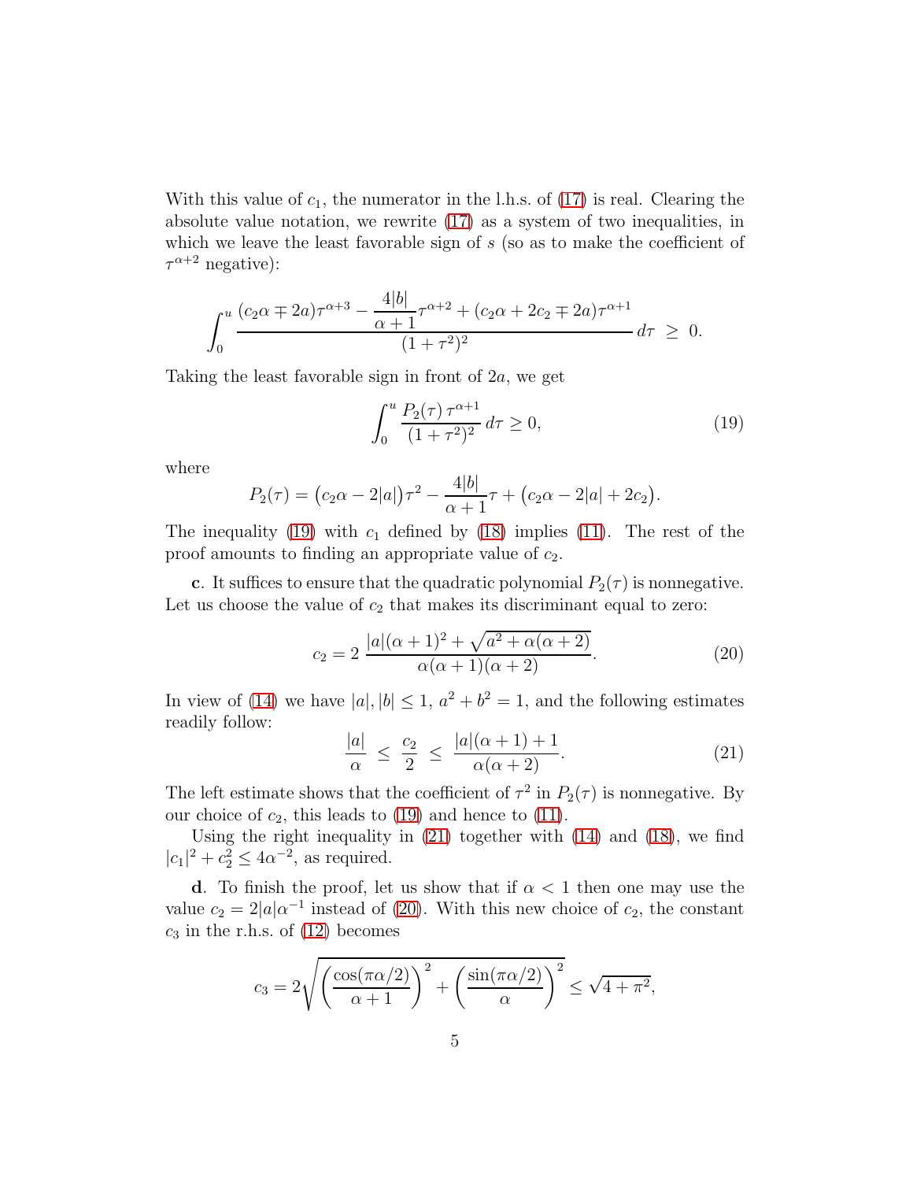With this value of $c_1$, the numerator in the l.h.s. of (17) is real. Clearing the absolute value notation, we rewrite (17) as a system of two inequalities, in which we leave the least favorable sign of $s$ (so as to make the coefficient of $\tau^{\alpha+2}$ negative):

$$\int_0^u \frac{(c_2\alpha \mp 2a)\tau^{\alpha+3} - \dfrac{4|b|}{\alpha+1}\tau^{\alpha+2} + (c_2\alpha + 2c_2 \mp 2a)\tau^{\alpha+1}}{(1+\tau^2)^2}\, d\tau \;\geq\; 0.$$

Taking the least favorable sign in front of $2a$, we get

$$\int_0^u \frac{P_2(\tau)\,\tau^{\alpha+1}}{(1+\tau^2)^2}\, d\tau \geq 0, \tag{19}$$

where

$$P_2(\tau) = \big(c_2\alpha - 2|a|\big)\tau^2 - \frac{4|b|}{\alpha+1}\tau + \big(c_2\alpha - 2|a| + 2c_2\big).$$

The inequality (19) with $c_1$ defined by (18) implies (11). The rest of the proof amounts to finding an appropriate value of $c_2$.

**c**. It suffices to ensure that the quadratic polynomial $P_2(\tau)$ is nonnegative. Let us choose the value of $c_2$ that makes its discriminant equal to zero:

$$c_2 = 2\,\frac{|a|(\alpha+1)^2 + \sqrt{a^2 + \alpha(\alpha+2)}}{\alpha(\alpha+1)(\alpha+2)}. \tag{20}$$

In view of (14) we have $|a|, |b| \leq 1$, $a^2 + b^2 = 1$, and the following estimates readily follow:

$$\frac{|a|}{\alpha} \;\leq\; \frac{c_2}{2} \;\leq\; \frac{|a|(\alpha+1)+1}{\alpha(\alpha+2)}. \tag{21}$$

The left estimate shows that the coefficient of $\tau^2$ in $P_2(\tau)$ is nonnegative. By our choice of $c_2$, this leads to (19) and hence to (11).

Using the right inequality in (21) together with (14) and (18), we find $|c_1|^2 + c_2^2 \leq 4\alpha^{-2}$, as required.

**d**. To finish the proof, let us show that if $\alpha < 1$ then one may use the value $c_2 = 2|a|\alpha^{-1}$ instead of (20). With this new choice of $c_2$, the constant $c_3$ in the r.h.s. of (12) becomes

$$c_3 = 2\sqrt{\left(\frac{\cos(\pi\alpha/2)}{\alpha+1}\right)^2 + \left(\frac{\sin(\pi\alpha/2)}{\alpha}\right)^2} \leq \sqrt{4+\pi^2},$$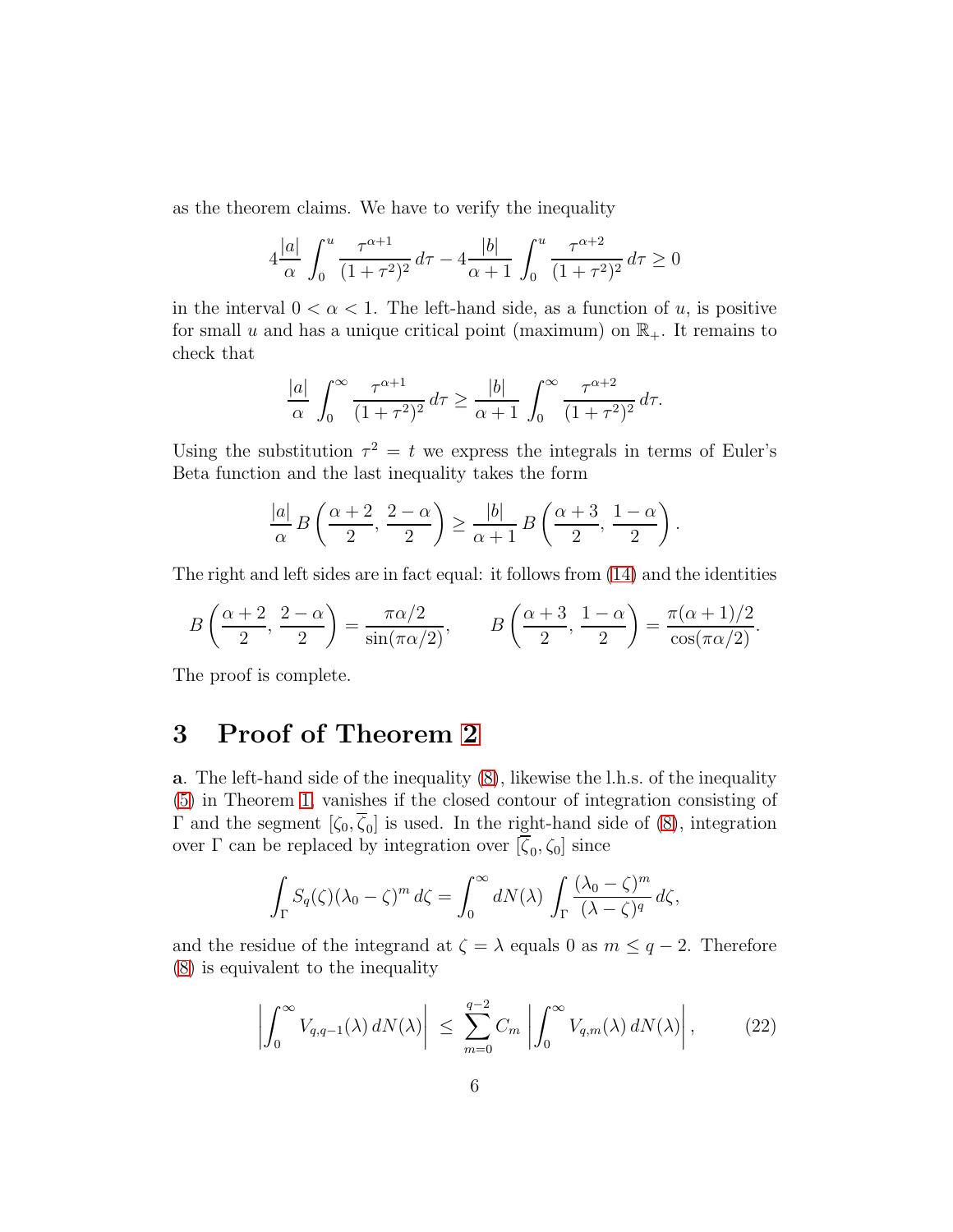as the theorem claims. We have to verify the inequality

$$4\frac{|a|}{\alpha}\int_0^u \frac{\tau^{\alpha+1}}{(1+\tau^2)^2}\,d\tau - 4\frac{|b|}{\alpha+1}\int_0^u \frac{\tau^{\alpha+2}}{(1+\tau^2)^2}\,d\tau \geq 0$$

in the interval $0<\alpha<1$. The left-hand side, as a function of $u$, is positive for small $u$ and has a unique critical point (maximum) on $\mathbb{R}_+$. It remains to check that

$$\frac{|a|}{\alpha}\int_0^\infty \frac{\tau^{\alpha+1}}{(1+\tau^2)^2}\,d\tau \geq \frac{|b|}{\alpha+1}\int_0^\infty \frac{\tau^{\alpha+2}}{(1+\tau^2)^2}\,d\tau.$$

Using the substitution $\tau^2 = t$ we express the integrals in terms of Euler's Beta function and the last inequality takes the form

$$\frac{|a|}{\alpha}\,B\left(\frac{\alpha+2}{2},\,\frac{2-\alpha}{2}\right) \geq \frac{|b|}{\alpha+1}\,B\left(\frac{\alpha+3}{2},\,\frac{1-\alpha}{2}\right).$$

The right and left sides are in fact equal: it follows from (14) and the identities

$$B\left(\frac{\alpha+2}{2},\,\frac{2-\alpha}{2}\right) = \frac{\pi\alpha/2}{\sin(\pi\alpha/2)}, \qquad B\left(\frac{\alpha+3}{2},\,\frac{1-\alpha}{2}\right) = \frac{\pi(\alpha+1)/2}{\cos(\pi\alpha/2)}.$$

The proof is complete.

# 3 Proof of Theorem 2

**a**. The left-hand side of the inequality (8), likewise the l.h.s. of the inequality (5) in Theorem 1, vanishes if the closed contour of integration consisting of $\Gamma$ and the segment $[\zeta_0, \overline{\zeta}_0]$ is used. In the right-hand side of (8), integration over $\Gamma$ can be replaced by integration over $[\overline{\zeta}_0, \zeta_0]$ since

$$\int_\Gamma S_q(\zeta)(\lambda_0-\zeta)^m\,d\zeta = \int_0^\infty dN(\lambda)\int_\Gamma \frac{(\lambda_0-\zeta)^m}{(\lambda-\zeta)^q}\,d\zeta,$$

and the residue of the integrand at $\zeta=\lambda$ equals 0 as $m \leq q-2$. Therefore (8) is equivalent to the inequality

$$\left|\int_0^\infty V_{q,q-1}(\lambda)\,dN(\lambda)\right| \;\leq\; \sum_{m=0}^{q-2} C_m\left|\int_0^\infty V_{q,m}(\lambda)\,dN(\lambda)\right|, \tag{22}$$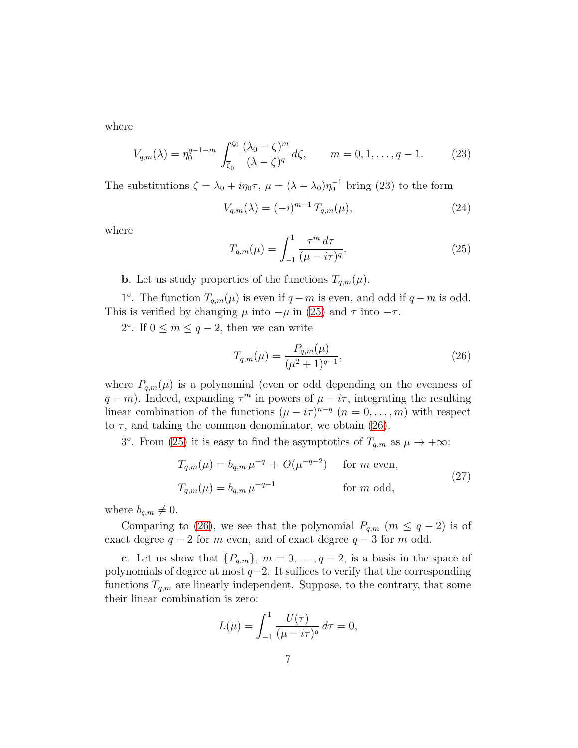where

$$V_{q,m}(\lambda) = \eta_0^{q-1-m} \int_{\bar{\zeta}_0}^{\zeta_0} \frac{(\lambda_0 - \zeta)^m}{(\lambda - \zeta)^q} \, d\zeta, \qquad m = 0, 1, \ldots, q-1. \tag{23}$$

The substitutions $\zeta = \lambda_0 + i\eta_0\tau$, $\mu = (\lambda - \lambda_0)\eta_0^{-1}$ bring (23) to the form

$$V_{q,m}(\lambda) = (-i)^{m-1} \, T_{q,m}(\mu), \tag{24}$$

where

$$T_{q,m}(\mu) = \int_{-1}^{1} \frac{\tau^m \, d\tau}{(\mu - i\tau)^q}. \tag{25}$$

**b**. Let us study properties of the functions $T_{q,m}(\mu)$.

1°. The function $T_{q,m}(\mu)$ is even if $q - m$ is even, and odd if $q - m$ is odd. This is verified by changing $\mu$ into $-\mu$ in (25) and $\tau$ into $-\tau$.

2°. If $0 \le m \le q-2$, then we can write

$$T_{q,m}(\mu) = \frac{P_{q,m}(\mu)}{(\mu^2 + 1)^{q-1}}, \tag{26}$$

where $P_{q,m}(\mu)$ is a polynomial (even or odd depending on the evenness of $q - m$). Indeed, expanding $\tau^m$ in powers of $\mu - i\tau$, integrating the resulting linear combination of the functions $(\mu - i\tau)^{n-q}$ $(n = 0, \ldots, m)$ with respect to $\tau$, and taking the common denominator, we obtain (26).

3°. From (25) it is easy to find the asymptotics of $T_{q,m}$ as $\mu \to +\infty$:

$$\begin{aligned} T_{q,m}(\mu) &= b_{q,m} \, \mu^{-q} + O(\mu^{-q-2}) \qquad \text{for } m \text{ even}, \\ T_{q,m}(\mu) &= b_{q,m} \, \mu^{-q-1} \qquad\qquad\qquad \text{for } m \text{ odd}, \end{aligned} \tag{27}$$

where $b_{q,m} \neq 0$.

Comparing to (26), we see that the polynomial $P_{q,m}$ $(m \le q-2)$ is of exact degree $q - 2$ for $m$ even, and of exact degree $q - 3$ for $m$ odd.

**c**. Let us show that $\{P_{q,m}\}$, $m = 0, \ldots, q-2$, is a basis in the space of polynomials of degree at most $q-2$. It suffices to verify that the corresponding functions $T_{q,m}$ are linearly independent. Suppose, to the contrary, that some their linear combination is zero:

$$L(\mu) = \int_{-1}^{1} \frac{U(\tau)}{(\mu - i\tau)^q} \, d\tau = 0,$$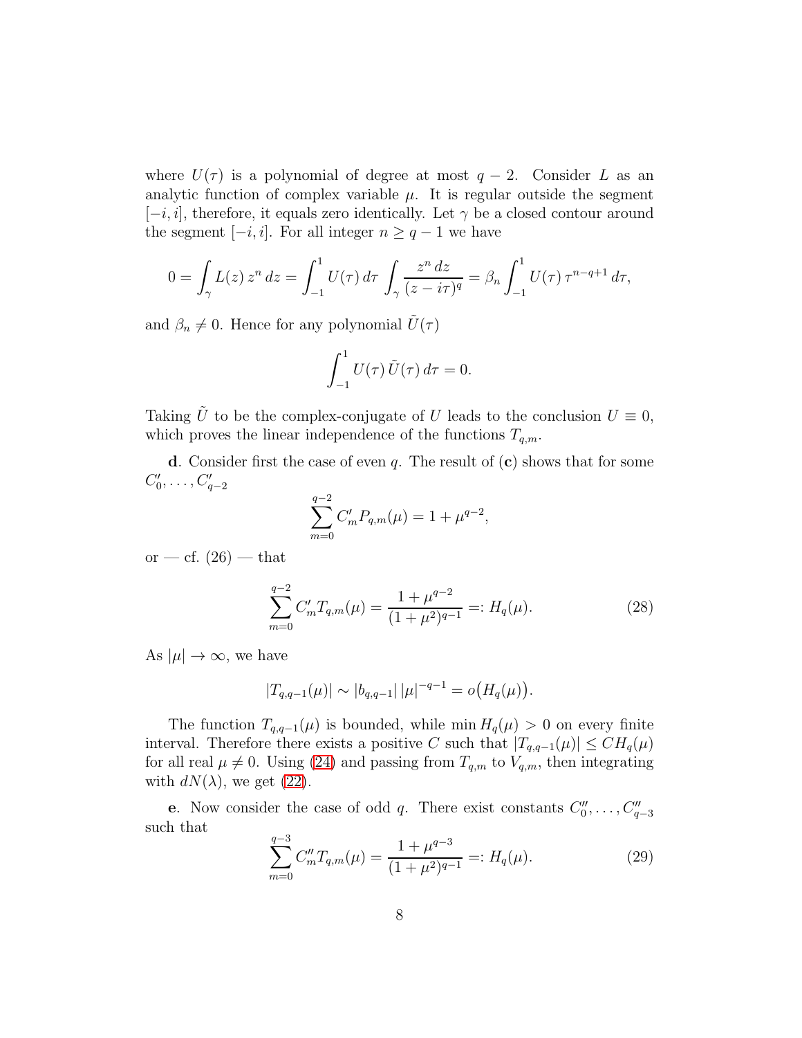where $U(\tau)$ is a polynomial of degree at most $q-2$. Consider $L$ as an analytic function of complex variable $\mu$. It is regular outside the segment $[-i, i]$, therefore, it equals zero identically. Let $\gamma$ be a closed contour around the segment $[-i, i]$. For all integer $n \geq q-1$ we have

$$0 = \int_{\gamma} L(z)\, z^n\, dz = \int_{-1}^{1} U(\tau)\, d\tau \int_{\gamma} \frac{z^n\, dz}{(z - i\tau)^q} = \beta_n \int_{-1}^{1} U(\tau)\, \tau^{n-q+1}\, d\tau,$$

and $\beta_n \neq 0$. Hence for any polynomial $\tilde{U}(\tau)$

$$\int_{-1}^{1} U(\tau)\, \tilde{U}(\tau)\, d\tau = 0.$$

Taking $\tilde{U}$ to be the complex-conjugate of $U$ leads to the conclusion $U \equiv 0$, which proves the linear independence of the functions $T_{q,m}$.

**d**. Consider first the case of even $q$. The result of (**c**) shows that for some $C'_0, \dots, C'_{q-2}$

$$\sum_{m=0}^{q-2} C'_m P_{q,m}(\mu) = 1 + \mu^{q-2},$$

or — cf. (26) — that

$$\sum_{m=0}^{q-2} C'_m T_{q,m}(\mu) = \frac{1 + \mu^{q-2}}{(1+\mu^2)^{q-1}} =: H_q(\mu). \tag{28}$$

As $|\mu| \to \infty$, we have

$$|T_{q,q-1}(\mu)| \sim |b_{q,q-1}|\, |\mu|^{-q-1} = o\big(H_q(\mu)\big).$$

The function $T_{q,q-1}(\mu)$ is bounded, while $\min H_q(\mu) > 0$ on every finite interval. Therefore there exists a positive $C$ such that $|T_{q,q-1}(\mu)| \leq C H_q(\mu)$ for all real $\mu \neq 0$. Using (24) and passing from $T_{q,m}$ to $V_{q,m}$, then integrating with $dN(\lambda)$, we get (22).

**e**. Now consider the case of odd $q$. There exist constants $C''_0, \dots, C''_{q-3}$ such that

$$\sum_{m=0}^{q-3} C''_m T_{q,m}(\mu) = \frac{1 + \mu^{q-3}}{(1+\mu^2)^{q-1}} =: H_q(\mu). \tag{29}$$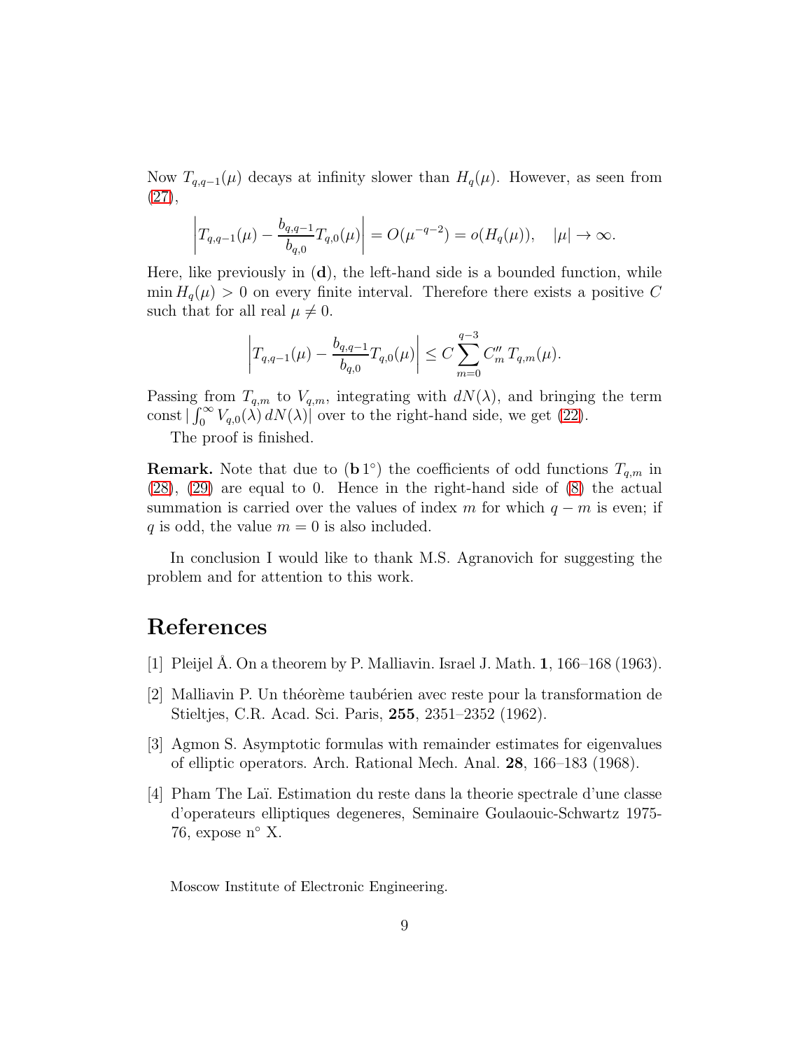Now $T_{q,q-1}(\mu)$ decays at infinity slower than $H_q(\mu)$. However, as seen from (27),

$$\left| T_{q,q-1}(\mu) - \frac{b_{q,q-1}}{b_{q,0}} T_{q,0}(\mu) \right| = O(\mu^{-q-2}) = o(H_q(\mu)), \quad |\mu| \to \infty.$$

Here, like previously in (**d**), the left-hand side is a bounded function, while $\min H_q(\mu) > 0$ on every finite interval. Therefore there exists a positive $C$ such that for all real $\mu \neq 0$.

$$\left| T_{q,q-1}(\mu) - \frac{b_{q,q-1}}{b_{q,0}} T_{q,0}(\mu) \right| \le C \sum_{m=0}^{q-3} C''_m \, T_{q,m}(\mu).$$

Passing from $T_{q,m}$ to $V_{q,m}$, integrating with $dN(\lambda)$, and bringing the term $\text{const} \, |\int_0^\infty V_{q,0}(\lambda) \, dN(\lambda)|$ over to the right-hand side, we get (22).

The proof is finished.

**Remark.** Note that due to (**b** 1°) the coefficients of odd functions $T_{q,m}$ in (28), (29) are equal to 0. Hence in the right-hand side of (8) the actual summation is carried over the values of index $m$ for which $q - m$ is even; if $q$ is odd, the value $m = 0$ is also included.

In conclusion I would like to thank M.S. Agranovich for suggesting the problem and for attention to this work.

# References

[1] Pleijel Å. On a theorem by P. Malliavin. Israel J. Math. **1**, 166–168 (1963).

[2] Malliavin P. Un théorème taubérien avec reste pour la transformation de Stieltjes, C.R. Acad. Sci. Paris, **255**, 2351–2352 (1962).

[3] Agmon S. Asymptotic formulas with remainder estimates for eigenvalues of elliptic operators. Arch. Rational Mech. Anal. **28**, 166–183 (1968).

[4] Pham The Laï. Estimation du reste dans la theorie spectrale d'une classe d'operateurs elliptiques degeneres, Seminaire Goulaouic-Schwartz 1975-76, expose n° X.

Moscow Institute of Electronic Engineering.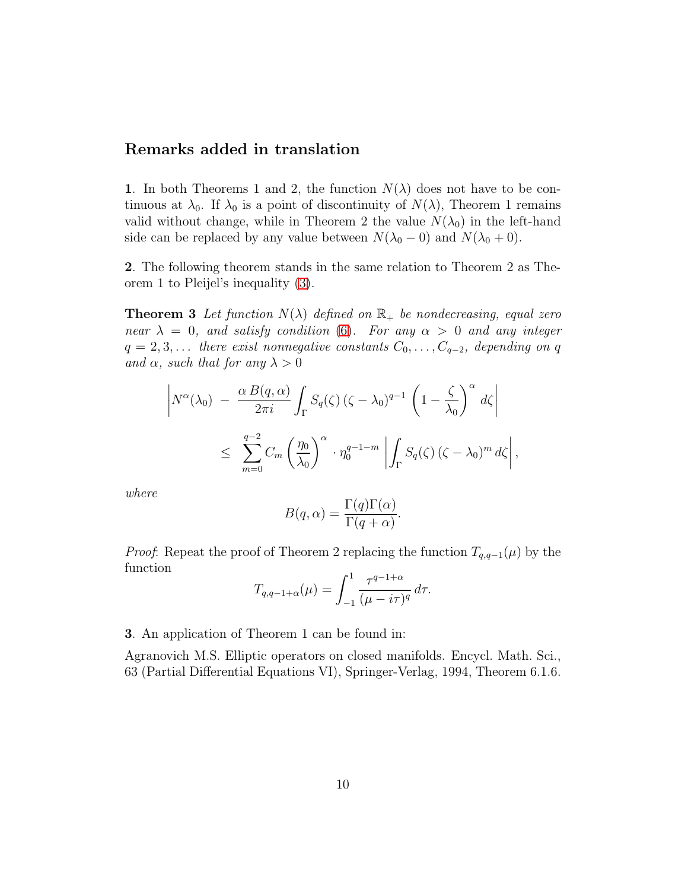## Remarks added in translation

**1**. In both Theorems 1 and 2, the function $N(\lambda)$ does not have to be continuous at $\lambda_0$. If $\lambda_0$ is a point of discontinuity of $N(\lambda)$, Theorem 1 remains valid without change, while in Theorem 2 the value $N(\lambda_0)$ in the left-hand side can be replaced by any value between $N(\lambda_0 - 0)$ and $N(\lambda_0 + 0)$.

**2**. The following theorem stands in the same relation to Theorem 2 as Theorem 1 to Pleijel's inequality (3).

**Theorem 3** *Let function $N(\lambda)$ defined on $\mathbb{R}_+$ be nondecreasing, equal zero near $\lambda = 0$, and satisfy condition (6). For any $\alpha > 0$ and any integer $q = 2, 3, \ldots$ there exist nonnegative constants $C_0, \ldots, C_{q-2}$, depending on $q$ and $\alpha$, such that for any $\lambda > 0$*

$$\left| N^\alpha(\lambda_0) \;-\; \frac{\alpha\, B(q,\alpha)}{2\pi i} \int_\Gamma S_q(\zeta)\,(\zeta - \lambda_0)^{q-1} \left(1 - \frac{\zeta}{\lambda_0}\right)^\alpha d\zeta \right|$$

$$\leq \;\; \sum_{m=0}^{q-2} C_m \left(\frac{\eta_0}{\lambda_0}\right)^\alpha \cdot \eta_0^{q-1-m} \left| \int_\Gamma S_q(\zeta)\,(\zeta - \lambda_0)^m \, d\zeta \right|,$$

*where*

$$B(q,\alpha) = \frac{\Gamma(q)\Gamma(\alpha)}{\Gamma(q+\alpha)}.$$

*Proof*: Repeat the proof of Theorem 2 replacing the function $T_{q,q-1}(\mu)$ by the function

$$T_{q,q-1+\alpha}(\mu) = \int_{-1}^{1} \frac{\tau^{q-1+\alpha}}{(\mu - i\tau)^q}\, d\tau.$$

**3**. An application of Theorem 1 can be found in:

Agranovich M.S. Elliptic operators on closed manifolds. Encycl. Math. Sci., 63 (Partial Differential Equations VI), Springer-Verlag, 1994, Theorem 6.1.6.